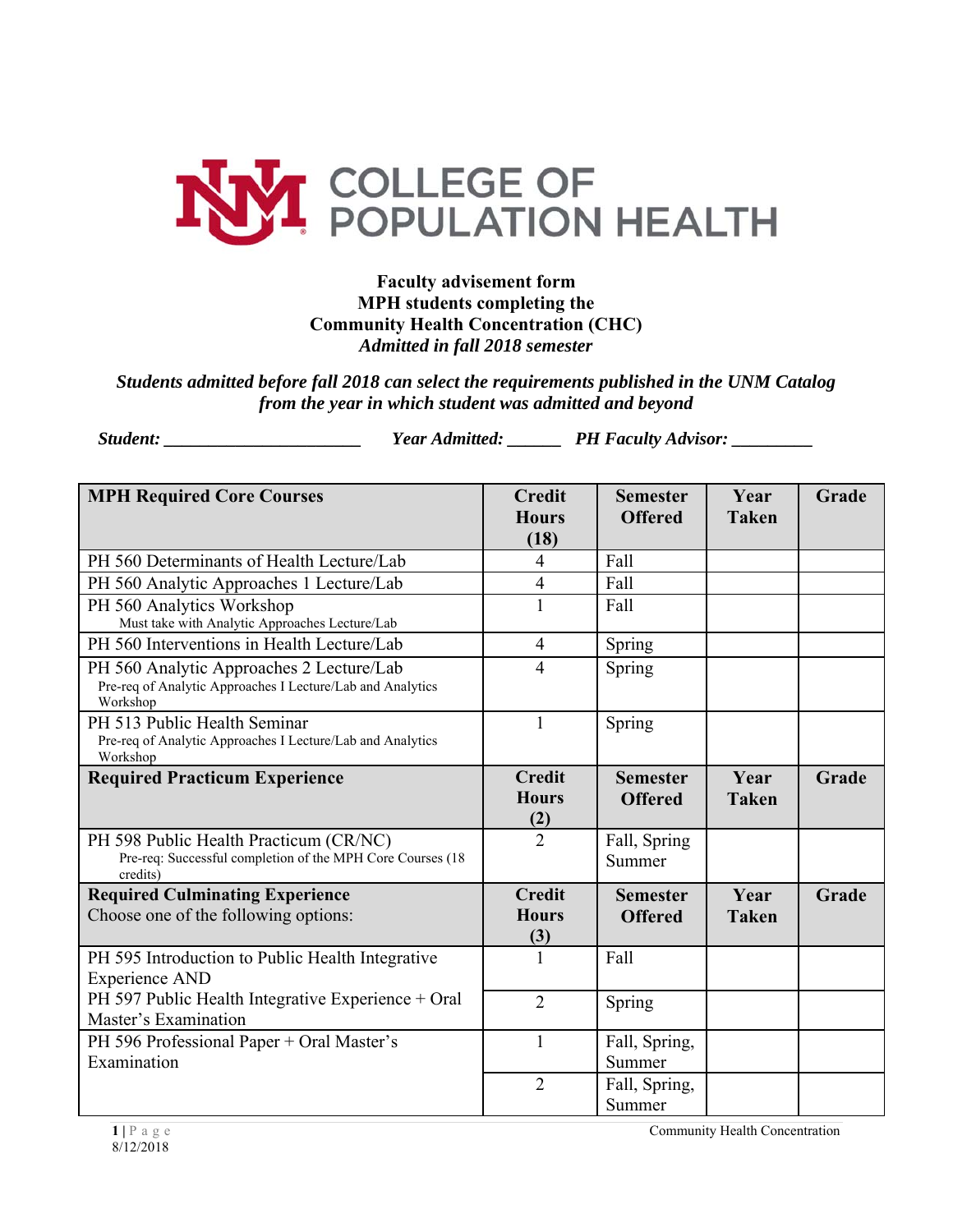# COLLEGE OF POPULATION HEALTH

**Faculty advisement form**
**MPH students completing the**
**Community Health Concentration (CHC)**
***Admitted in fall 2018 semester***

***Students admitted before fall 2018 can select the requirements published in the UNM Catalog from the year in which student was admitted and beyond***

***Student:*** ______________________ ***Year Admitted:*** ______ ***PH Faculty Advisor:*** _________

| **MPH Required Core Courses** | **Credit Hours (18)** | **Semester Offered** | **Year Taken** | **Grade** |
|---|---|---|---|---|
| PH 560 Determinants of Health Lecture/Lab | 4 | Fall | | |
| PH 560 Analytic Approaches 1 Lecture/Lab | 4 | Fall | | |
| PH 560 Analytics Workshop<br>Must take with Analytic Approaches Lecture/Lab | 1 | Fall | | |
| PH 560 Interventions in Health Lecture/Lab | 4 | Spring | | |
| PH 560 Analytic Approaches 2 Lecture/Lab<br>Pre-req of Analytic Approaches I Lecture/Lab and Analytics Workshop | 4 | Spring | | |
| PH 513 Public Health Seminar<br>Pre-req of Analytic Approaches I Lecture/Lab and Analytics Workshop | 1 | Spring | | |
| **Required Practicum Experience** | **Credit Hours (2)** | **Semester Offered** | **Year Taken** | **Grade** |
| PH 598 Public Health Practicum (CR/NC)<br>Pre-req: Successful completion of the MPH Core Courses (18 credits) | 2 | Fall, Spring Summer | | |
| **Required Culminating Experience**<br>Choose one of the following options: | **Credit Hours (3)** | **Semester Offered** | **Year Taken** | **Grade** |
| PH 595 Introduction to Public Health Integrative Experience AND | 1 | Fall | | |
| PH 597 Public Health Integrative Experience + Oral Master's Examination | 2 | Spring | | |
| PH 596 Professional Paper + Oral Master's Examination | 1 | Fall, Spring, Summer | | |
| | 2 | Fall, Spring, Summer | | |

8/12/2018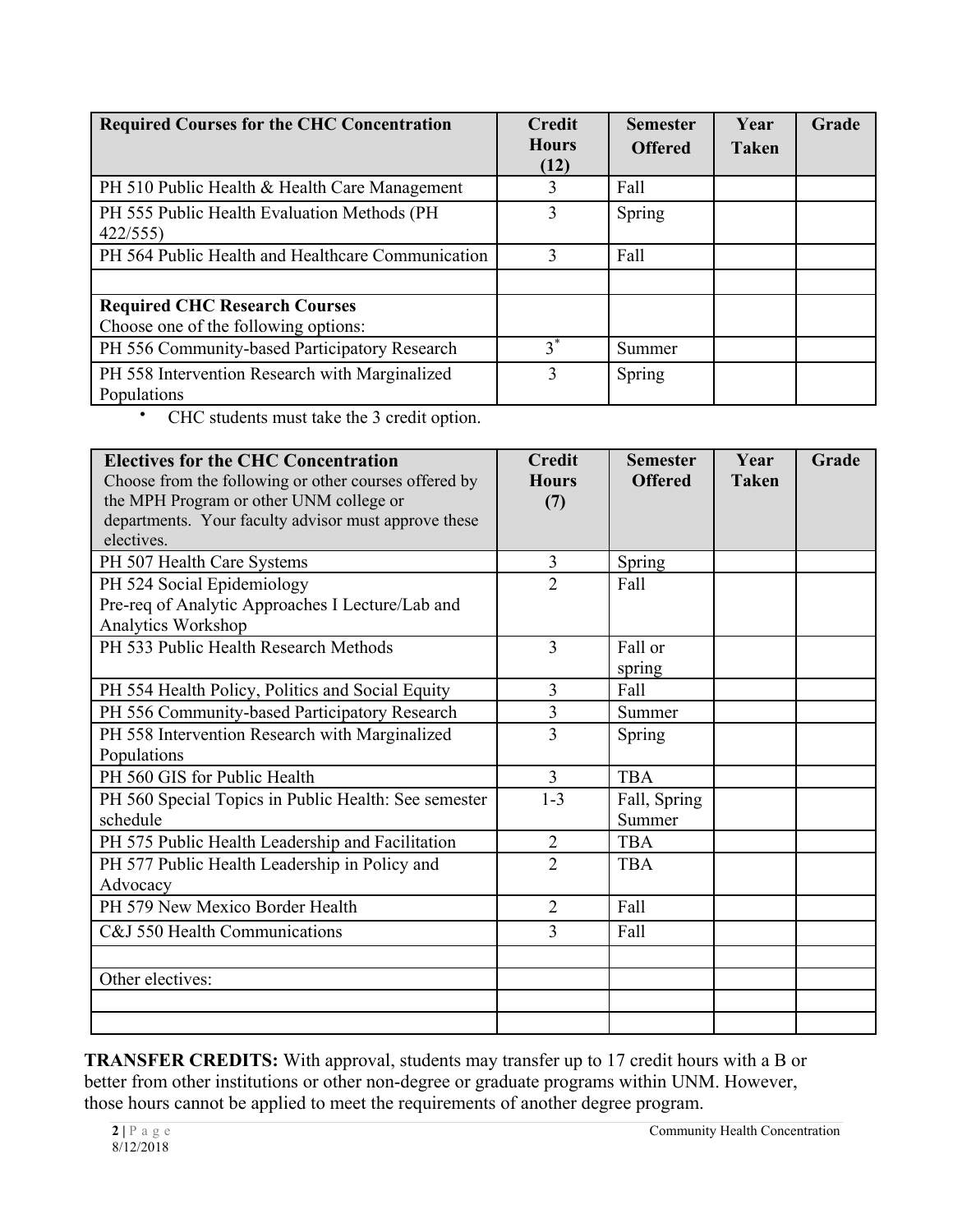| **Required Courses for the CHC Concentration** | **Credit Hours (12)** | **Semester Offered** | **Year Taken** | **Grade** |
|---|---|---|---|---|
| PH 510 Public Health & Health Care Management | 3 | Fall | | |
| PH 555 Public Health Evaluation Methods (PH 422/555) | 3 | Spring | | |
| PH 564 Public Health and Healthcare Communication | 3 | Fall | | |
| | | | | |
| **Required CHC Research Courses** Choose one of the following options: | | | | |
| PH 556 Community-based Participatory Research | 3* | Summer | | |
| PH 558 Intervention Research with Marginalized Populations | 3 | Spring | | |

- CHC students must take the 3 credit option.

| **Electives for the CHC Concentration** Choose from the following or other courses offered by the MPH Program or other UNM college or departments. Your faculty advisor must approve these electives. | **Credit Hours (7)** | **Semester Offered** | **Year Taken** | **Grade** |
|---|---|---|---|---|
| PH 507 Health Care Systems | 3 | Spring | | |
| PH 524 Social Epidemiology Pre-req of Analytic Approaches I Lecture/Lab and Analytics Workshop | 2 | Fall | | |
| PH 533 Public Health Research Methods | 3 | Fall or spring | | |
| PH 554 Health Policy, Politics and Social Equity | 3 | Fall | | |
| PH 556 Community-based Participatory Research | 3 | Summer | | |
| PH 558 Intervention Research with Marginalized Populations | 3 | Spring | | |
| PH 560 GIS for Public Health | 3 | TBA | | |
| PH 560 Special Topics in Public Health: See semester schedule | 1-3 | Fall, Spring Summer | | |
| PH 575 Public Health Leadership and Facilitation | 2 | TBA | | |
| PH 577 Public Health Leadership in Policy and Advocacy | 2 | TBA | | |
| PH 579 New Mexico Border Health | 2 | Fall | | |
| C&J 550 Health Communications | 3 | Fall | | |
| | | | | |
| Other electives: | | | | |
| | | | | |
| | | | | |

**TRANSFER CREDITS:** With approval, students may transfer up to 17 credit hours with a B or better from other institutions or other non-degree or graduate programs within UNM. However, those hours cannot be applied to meet the requirements of another degree program.